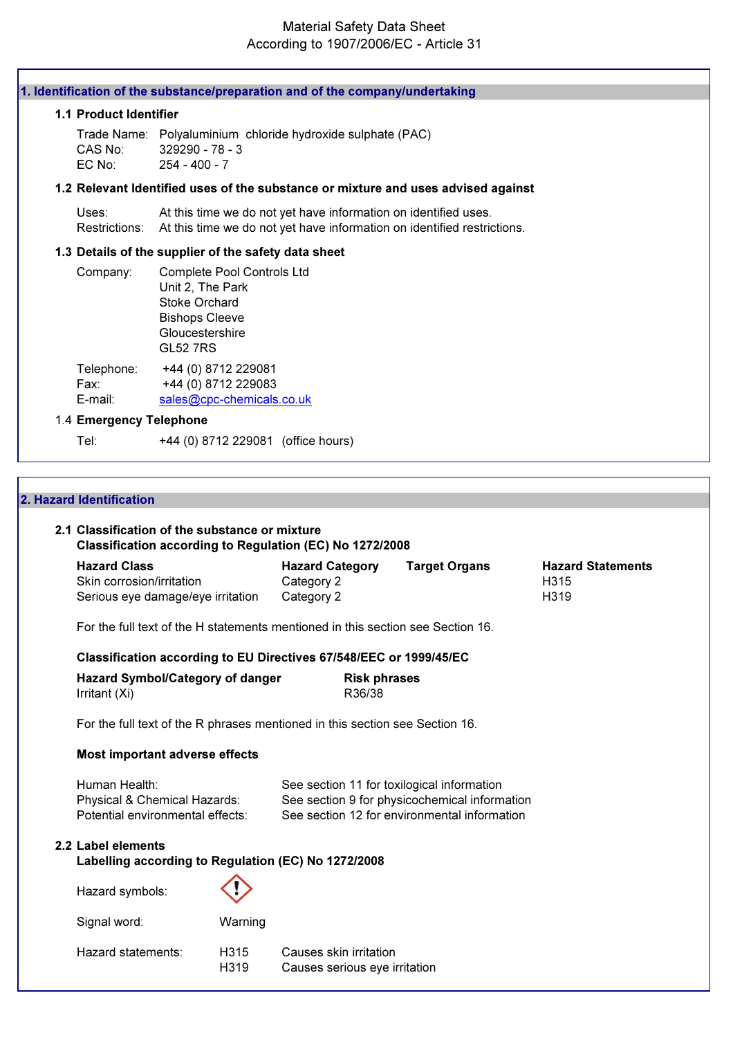# Material Safety Data Sheet
According to 1907/2006/EC - Article 31

## 1. Identification of the substance/preparation and of the company/undertaking

### 1.1 Product Identifier

Trade Name: Polyaluminium chloride hydroxide sulphate (PAC)
CAS No: 329290 - 78 - 3
EC No: 254 - 400 - 7

### 1.2 Relevant Identified uses of the substance or mixture and uses advised against

Uses: At this time we do not yet have information on identified uses.
Restrictions: At this time we do not yet have information on identified restrictions.

### 1.3 Details of the supplier of the safety data sheet

Company: Complete Pool Controls Ltd
Unit 2, The Park
Stoke Orchard
Bishops Cleeve
Gloucestershire
GL52 7RS

Telephone: +44 (0) 8712 229081
Fax: +44 (0) 8712 229083
E-mail: sales@cpc-chemicals.co.uk

### 1.4 Emergency Telephone

Tel: +44 (0) 8712 229081 (office hours)

## 2. Hazard Identification

### 2.1 Classification of the substance or mixture

**Classification according to Regulation (EC) No 1272/2008**

| Hazard Class | Hazard Category | Target Organs | Hazard Statements |
|---|---|---|---|
| Skin corrosion/irritation | Category 2 | | H315 |
| Serious eye damage/eye irritation | Category 2 | | H319 |

For the full text of the H statements mentioned in this section see Section 16.

**Classification according to EU Directives 67/548/EEC or 1999/45/EC**

| Hazard Symbol/Category of danger | Risk phrases |
|---|---|
| Irritant (Xi) | R36/38 |

For the full text of the R phrases mentioned in this section see Section 16.

**Most important adverse effects**

Human Health: See section 11 for toxilogical information
Physical & Chemical Hazards: See section 9 for physicochemical information
Potential environmental effects: See section 12 for environmental information

### 2.2 Label elements

**Labelling according to Regulation (EC) No 1272/2008**

Hazard symbols:

Signal word: Warning

Hazard statements:
H315 Causes skin irritation
H319 Causes serious eye irritation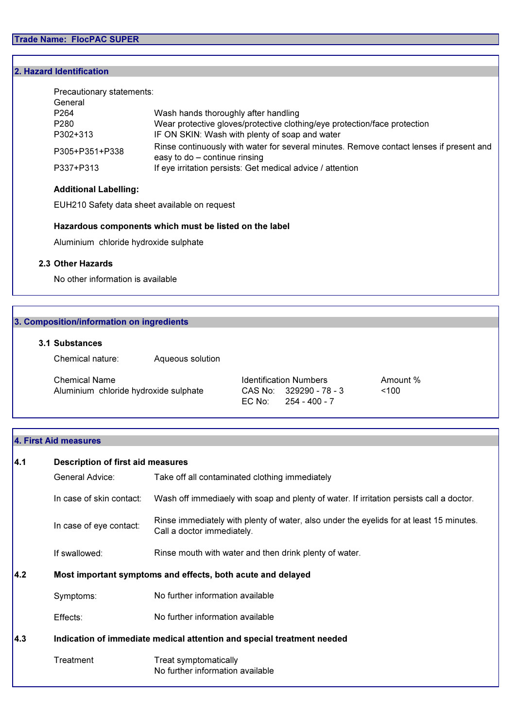**Trade Name: FlocPAC SUPER**

## 2. Hazard Identification

Precautionary statements:
General

| | |
|---|---|
| P264 | Wash hands thoroughly after handling |
| P280 | Wear protective gloves/protective clothing/eye protection/face protection |
| P302+313 | IF ON SKIN: Wash with plenty of soap and water |
| P305+P351+P338 | Rinse continuously with water for several minutes. Remove contact lenses if present and easy to do – continue rinsing |
| P337+P313 | If eye irritation persists: Get medical advice / attention |

**Additional Labelling:**

EUH210 Safety data sheet available on request

**Hazardous components which must be listed on the label**

Aluminium chloride hydroxide sulphate

### 2.3 Other Hazards

No other information is available

## 3. Composition/information on ingredients

### 3.1 Substances

Chemical nature: Aqueous solution

| Chemical Name | Identification Numbers | Amount % |
|---|---|---|
| Aluminium chloride hydroxide sulphate | CAS No: 329290 - 78 - 3<br>EC No: 254 - 400 - 7 | <100 |

## 4. First Aid measures

### 4.1 Description of first aid measures

| | |
|---|---|
| General Advice: | Take off all contaminated clothing immediately |
| In case of skin contact: | Wash off immediaely with soap and plenty of water. If irritation persists call a doctor. |
| In case of eye contact: | Rinse immediately with plenty of water, also under the eyelids for at least 15 minutes. Call a doctor immediately. |
| If swallowed: | Rinse mouth with water and then drink plenty of water. |

### 4.2 Most important symptoms and effects, both acute and delayed

| | |
|---|---|
| Symptoms: | No further information available |
| Effects: | No further information available |

### 4.3 Indication of immediate medical attention and special treatment needed

Treatment: Treat symptomatically
No further information available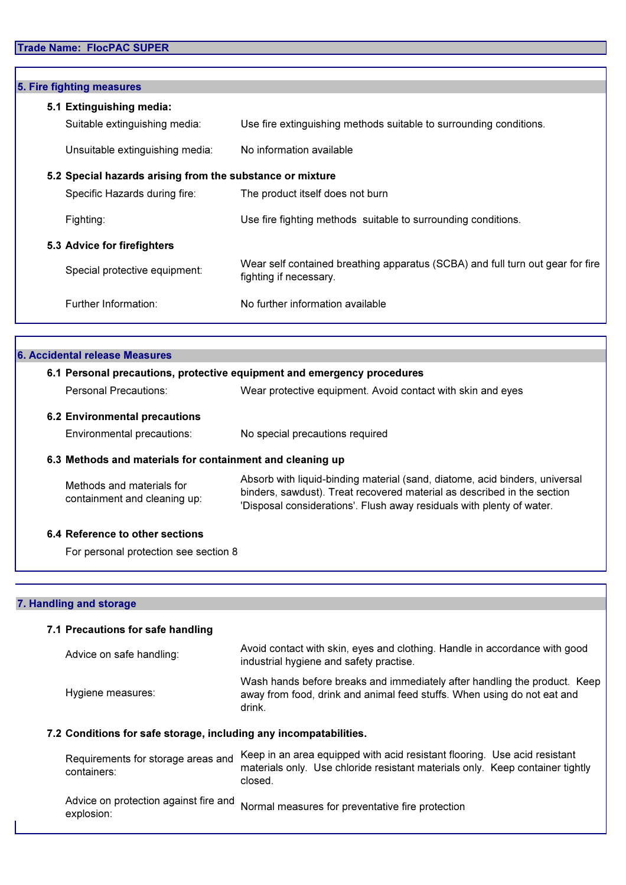**Trade Name: FlocPAC SUPER**

## 5. Fire fighting measures

### 5.1 Extinguishing media:

| | |
|---|---|
| Suitable extinguishing media: | Use fire extinguishing methods suitable to surrounding conditions. |
| Unsuitable extinguishing media: | No information available |

### 5.2 Special hazards arising from the substance or mixture

| | |
|---|---|
| Specific Hazards during fire: | The product itself does not burn |
| Fighting: | Use fire fighting methods suitable to surrounding conditions. |

### 5.3 Advice for firefighters

| | |
|---|---|
| Special protective equipment: | Wear self contained breathing apparatus (SCBA) and full turn out gear for fire fighting if necessary. |
| Further Information: | No further information available |

## 6. Accidental release Measures

### 6.1 Personal precautions, protective equipment and emergency procedures

| | |
|---|---|
| Personal Precautions: | Wear protective equipment. Avoid contact with skin and eyes |

### 6.2 Environmental precautions

| | |
|---|---|
| Environmental precautions: | No special precautions required |

### 6.3 Methods and materials for containment and cleaning up

| | |
|---|---|
| Methods and materials for containment and cleaning up: | Absorb with liquid-binding material (sand, diatome, acid binders, universal binders, sawdust). Treat recovered material as described in the section 'Disposal considerations'. Flush away residuals with plenty of water. |

### 6.4 Reference to other sections

For personal protection see section 8

## 7. Handling and storage

### 7.1 Precautions for safe handling

| | |
|---|---|
| Advice on safe handling: | Avoid contact with skin, eyes and clothing. Handle in accordance with good industrial hygiene and safety practise. |
| Hygiene measures: | Wash hands before breaks and immediately after handling the product. Keep away from food, drink and animal feed stuffs. When using do not eat and drink. |

### 7.2 Conditions for safe storage, including any incompatabilities.

| | |
|---|---|
| Requirements for storage areas and containers: | Keep in an area equipped with acid resistant flooring. Use acid resistant materials only. Use chloride resistant materials only. Keep container tightly closed. |
| Advice on protection against fire and explosion: | Normal measures for preventative fire protection |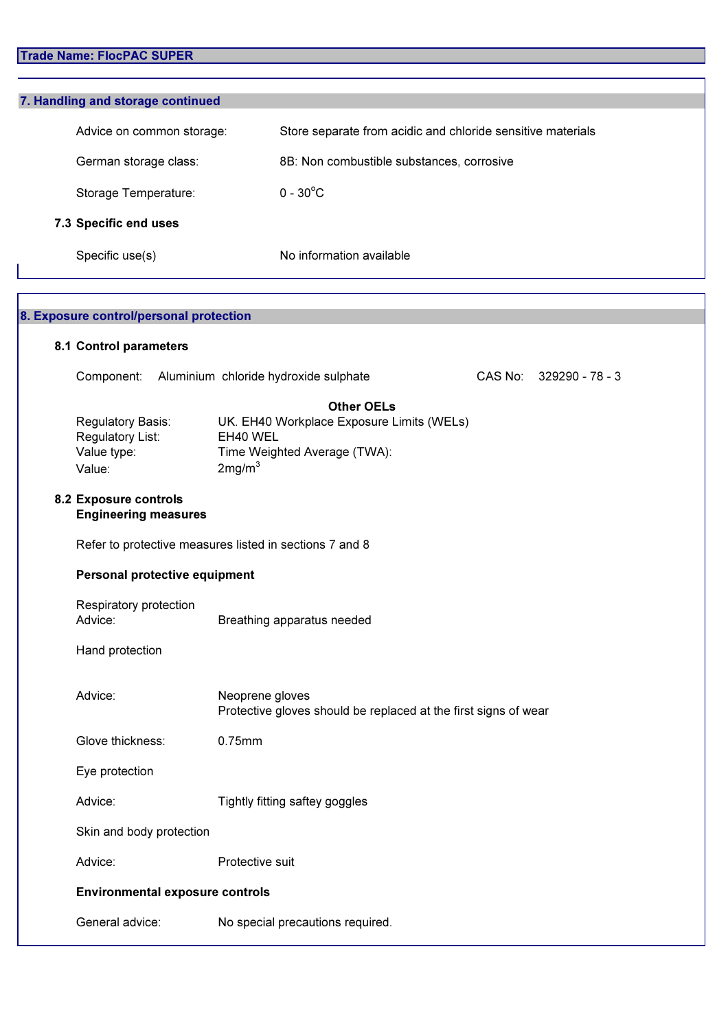**Trade Name: FlocPAC SUPER**

## 7. Handling and storage continued

Advice on common storage: Store separate from acidic and chloride sensitive materials

German storage class: 8B: Non combustible substances, corrosive

Storage Temperature: 0 - 30°C

### 7.3 Specific end uses

Specific use(s) No information available

## 8. Exposure control/personal protection

### 8.1 Control parameters

Component: Aluminium chloride hydroxide sulphate CAS No: 329290 - 78 - 3

**Other OELs**

Regulatory Basis: UK. EH40 Workplace Exposure Limits (WELs)
Regulatory List: EH40 WEL
Value type: Time Weighted Average (TWA):
Value: 2mg/m$^3$

### 8.2 Exposure controls

**Engineering measures**

Refer to protective measures listed in sections 7 and 8

**Personal protective equipment**

Respiratory protection
Advice: Breathing apparatus needed

Hand protection

Advice: Neoprene gloves
Protective gloves should be replaced at the first signs of wear

Glove thickness: 0.75mm

Eye protection

Advice: Tightly fitting saftey goggles

Skin and body protection

Advice: Protective suit

**Environmental exposure controls**

General advice: No special precautions required.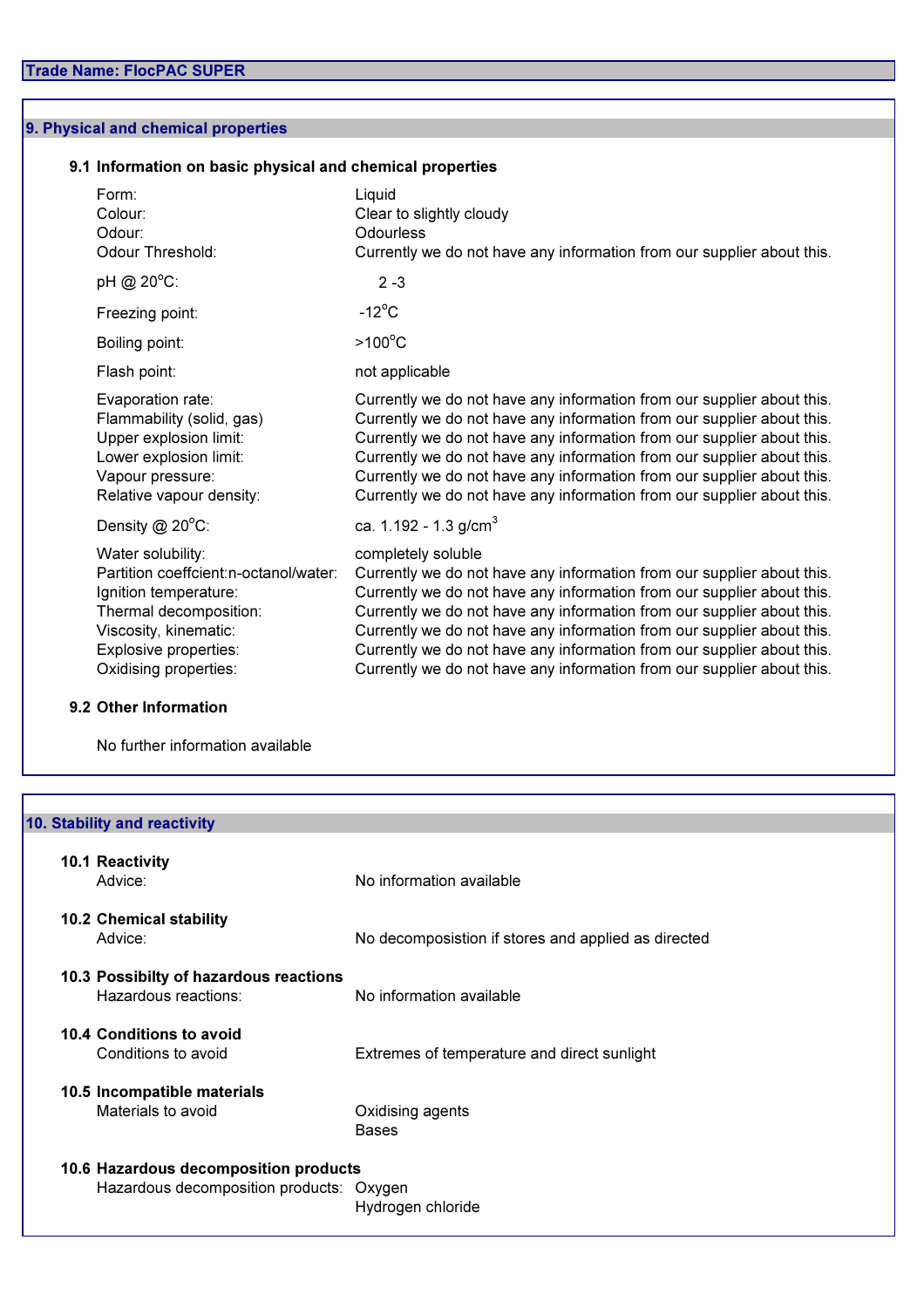**Trade Name: FlocPAC SUPER**

## 9. Physical and chemical properties

### 9.1 Information on basic physical and chemical properties

| | |
|---|---|
| Form: | Liquid |
| Colour: | Clear to slightly cloudy |
| Odour: | Odourless |
| Odour Threshold: | Currently we do not have any information from our supplier about this. |
| pH @ 20°C: | 2 -3 |
| Freezing point: | -12°C |
| Boiling point: | >100°C |
| Flash point: | not applicable |
| Evaporation rate: | Currently we do not have any information from our supplier about this. |
| Flammability (solid, gas) | Currently we do not have any information from our supplier about this. |
| Upper explosion limit: | Currently we do not have any information from our supplier about this. |
| Lower explosion limit: | Currently we do not have any information from our supplier about this. |
| Vapour pressure: | Currently we do not have any information from our supplier about this. |
| Relative vapour density: | Currently we do not have any information from our supplier about this. |
| Density @ 20°C: | ca. 1.192 - 1.3 g/cm$^3$ |
| Water solubility: | completely soluble |
| Partition coeffcient:n-octanol/water: | Currently we do not have any information from our supplier about this. |
| Ignition temperature: | Currently we do not have any information from our supplier about this. |
| Thermal decomposition: | Currently we do not have any information from our supplier about this. |
| Viscosity, kinematic: | Currently we do not have any information from our supplier about this. |
| Explosive properties: | Currently we do not have any information from our supplier about this. |
| Oxidising properties: | Currently we do not have any information from our supplier about this. |

### 9.2 Other Information

No further information available

## 10. Stability and reactivity

### 10.1 Reactivity
Advice: No information available

### 10.2 Chemical stability
Advice: No decomposistion if stores and applied as directed

### 10.3 Possibilty of hazardous reactions
Hazardous reactions: No information available

### 10.4 Conditions to avoid
Conditions to avoid: Extremes of temperature and direct sunlight

### 10.5 Incompatible materials
Materials to avoid:
- Oxidising agents
- Bases

### 10.6 Hazardous decomposition products
Hazardous decomposition products:
- Oxygen
- Hydrogen chloride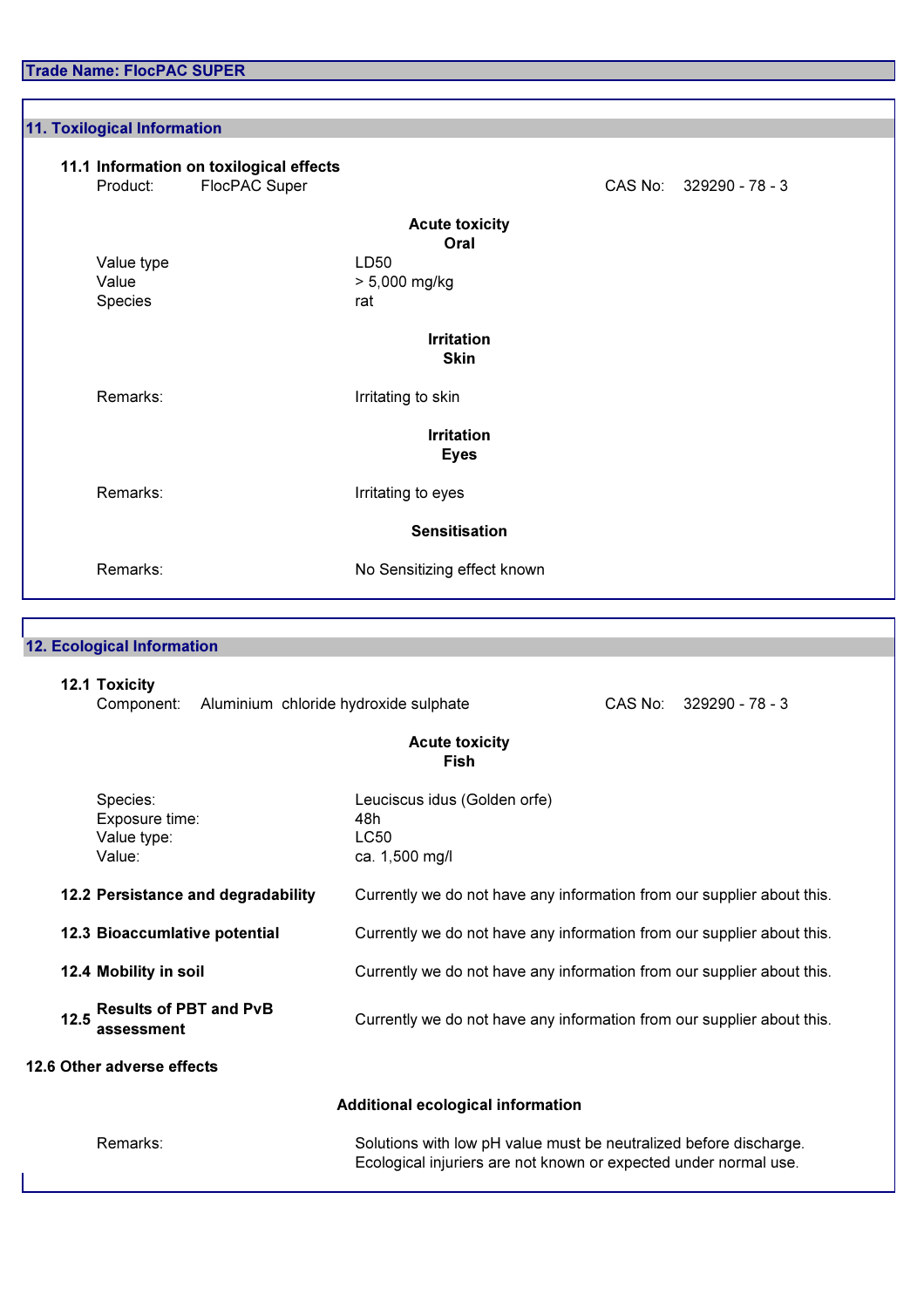**Trade Name: FlocPAC SUPER**

## 11. Toxilogical Information

### 11.1 Information on toxilogical effects

Product: FlocPAC Super CAS No: 329290 - 78 - 3

**Acute toxicity**
**Oral**

| | |
|---|---|
| Value type | LD50 |
| Value | > 5,000 mg/kg |
| Species | rat |

**Irritation**
**Skin**

Remarks: Irritating to skin

**Irritation**
**Eyes**

Remarks: Irritating to eyes

**Sensitisation**

Remarks: No Sensitizing effect known

## 12. Ecological Information

### 12.1 Toxicity

Component: Aluminium chloride hydroxide sulphate CAS No: 329290 - 78 - 3

**Acute toxicity**
**Fish**

| | |
|---|---|
| Species: | Leuciscus idus (Golden orfe) |
| Exposure time: | 48h |
| Value type: | LC50 |
| Value: | ca. 1,500 mg/l |

**12.2 Persistance and degradability** Currently we do not have any information from our supplier about this.

**12.3 Bioaccumlative potential** Currently we do not have any information from our supplier about this.

**12.4 Mobility in soil** Currently we do not have any information from our supplier about this.

**12.5 Results of PBT and PvB assessment** Currently we do not have any information from our supplier about this.

**12.6 Other adverse effects**

**Additional ecological information**

Remarks: Solutions with low pH value must be neutralized before discharge. Ecological injuriers are not known or expected under normal use.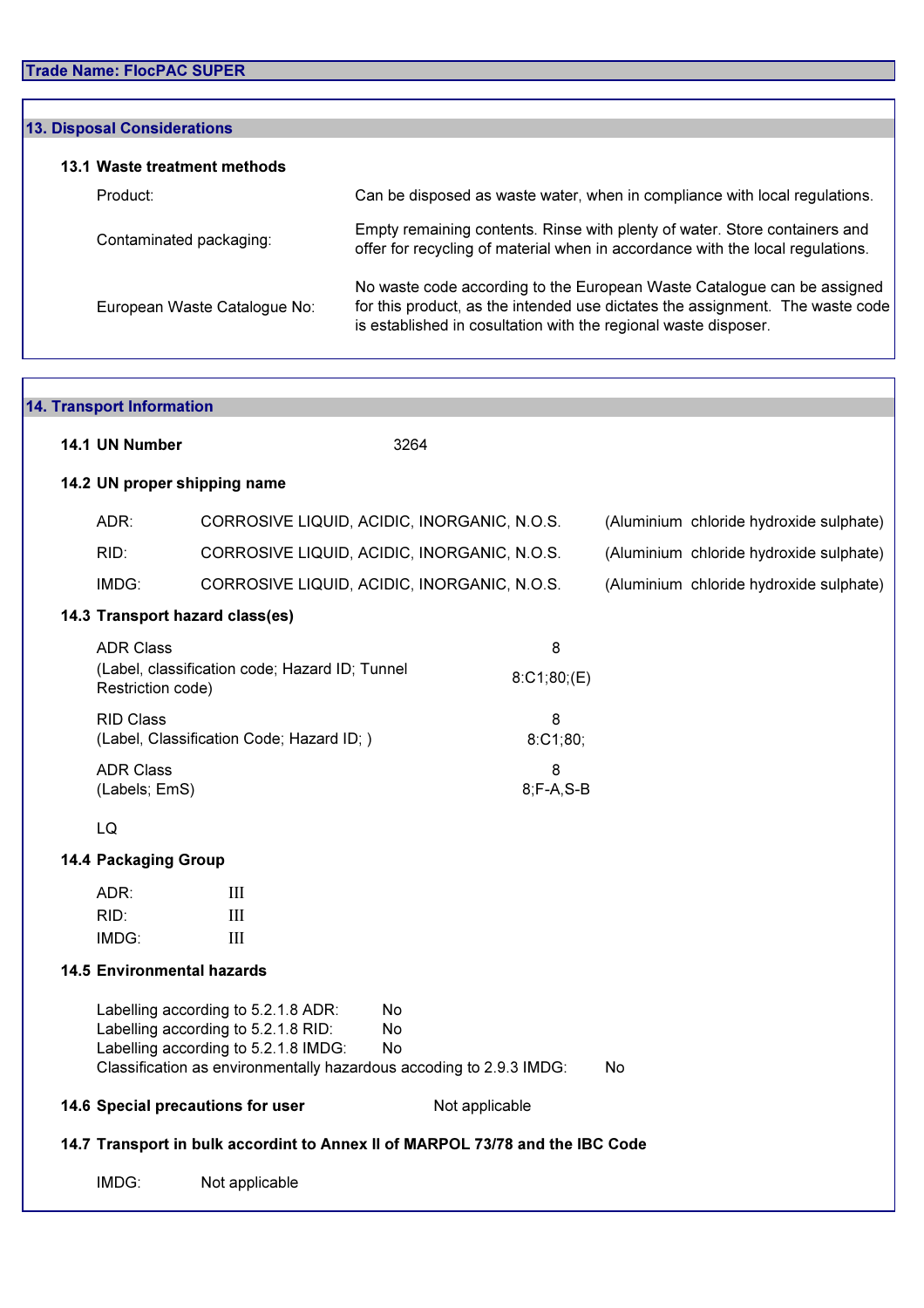**Trade Name: FlocPAC SUPER**

## 13. Disposal Considerations

### 13.1 Waste treatment methods

| | |
|---|---|
| Product: | Can be disposed as waste water, when in compliance with local regulations. |
| Contaminated packaging: | Empty remaining contents. Rinse with plenty of water. Store containers and offer for recycling of material when in accordance with the local regulations. |
| European Waste Catalogue No: | No waste code according to the European Waste Catalogue can be assigned for this product, as the intended use dictates the assignment. The waste code is established in cosultation with the regional waste disposer. |

## 14. Transport Information

### 14.1 UN Number

3264

### 14.2 UN proper shipping name

| | | |
|---|---|---|
| ADR: | CORROSIVE LIQUID, ACIDIC, INORGANIC, N.O.S. | (Aluminium chloride hydroxide sulphate) |
| RID: | CORROSIVE LIQUID, ACIDIC, INORGANIC, N.O.S. | (Aluminium chloride hydroxide sulphate) |
| IMDG: | CORROSIVE LIQUID, ACIDIC, INORGANIC, N.O.S. | (Aluminium chloride hydroxide sulphate) |

### 14.3 Transport hazard class(es)

| | |
|---|---|
| ADR Class | 8 |
| (Label, classification code; Hazard ID; Tunnel Restriction code) | 8:C1;80;(E) |
| RID Class | 8 |
| (Label, Classification Code; Hazard ID; ) | 8:C1;80; |
| ADR Class | 8 |
| (Labels; EmS) | 8;F-A,S-B |

LQ

### 14.4 Packaging Group

| | |
|---|---|
| ADR: | III |
| RID: | III |
| IMDG: | III |

### 14.5 Environmental hazards

| | |
|---|---|
| Labelling according to 5.2.1.8 ADR: | No |
| Labelling according to 5.2.1.8 RID: | No |
| Labelling according to 5.2.1.8 IMDG: | No |
| Classification as environmentally hazardous accoding to 2.9.3 IMDG: | No |

### 14.6 Special precautions for user

Not applicable

### 14.7 Transport in bulk accordint to Annex II of MARPOL 73/78 and the IBC Code

IMDG: Not applicable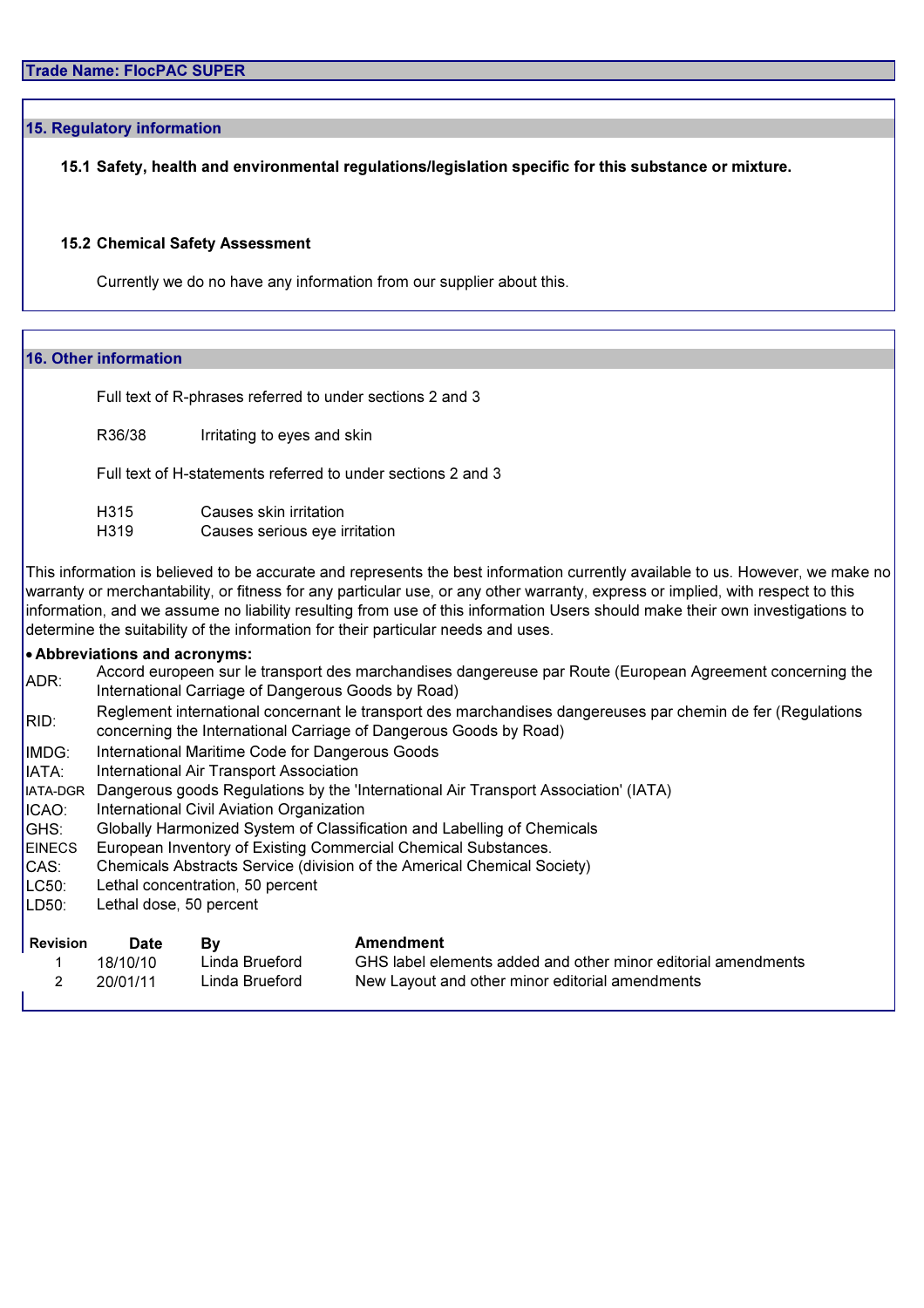Trade Name: FlocPAC SUPER

## 15. Regulatory information

### 15.1 Safety, health and environmental regulations/legislation specific for this substance or mixture.

### 15.2 Chemical Safety Assessment

Currently we do no have any information from our supplier about this.

## 16. Other information

Full text of R-phrases referred to under sections 2 and 3

R36/38 Irritating to eyes and skin

Full text of H-statements referred to under sections 2 and 3

H315 Causes skin irritation
H319 Causes serious eye irritation

This information is believed to be accurate and represents the best information currently available to us. However, we make no warranty or merchantability, or fitness for any particular use, or any other warranty, express or implied, with respect to this information, and we assume no liability resulting from use of this information Users should make their own investigations to determine the suitability of the information for their particular needs and uses.

- **Abbreviations and acronyms:**

ADR: Accord europeen sur le transport des marchandises dangereuse par Route (European Agreement concerning the International Carriage of Dangerous Goods by Road)
RID: Reglement international concernant le transport des marchandises dangereuses par chemin de fer (Regulations concerning the International Carriage of Dangerous Goods by Road)
IMDG: International Maritime Code for Dangerous Goods
IATA: International Air Transport Association
IATA-DGR Dangerous goods Regulations by the 'International Air Transport Association' (IATA)
ICAO: International Civil Aviation Organization
GHS: Globally Harmonized System of Classification and Labelling of Chemicals
EINECS European Inventory of Existing Commercial Chemical Substances.
CAS: Chemicals Abstracts Service (division of the Americal Chemical Society)
LC50: Lethal concentration, 50 percent
LD50: Lethal dose, 50 percent

| Revision | Date | By | Amendment |
|---|---|---|---|
| 1 | 18/10/10 | Linda Brueford | GHS label elements added and other minor editorial amendments |
| 2 | 20/01/11 | Linda Brueford | New Layout and other minor editorial amendments |